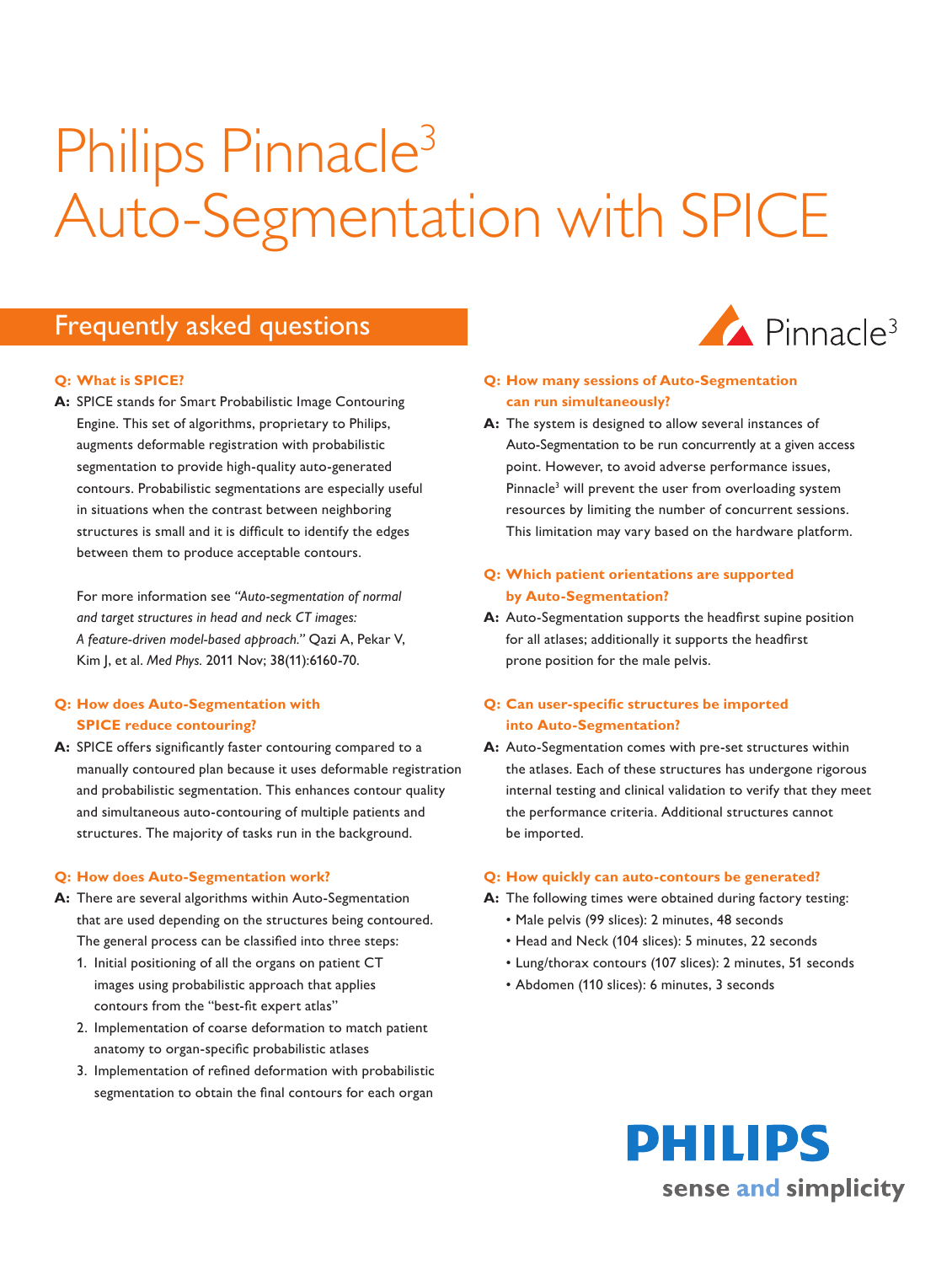# Philips Pinnacle³ Auto-Segmentation with SPICE

## Frequently asked questions

**Q: What is SPICE?**

**A:** SPICE stands for Smart Probabilistic Image Contouring Engine. This set of algorithms, proprietary to Philips, augments deformable registration with probabilistic segmentation to provide high-quality auto-generated contours. Probabilistic segmentations are especially useful in situations when the contrast between neighboring structures is small and it is difficult to identify the edges between them to produce acceptable contours.

For more information see *"Auto-segmentation of normal and target structures in head and neck CT images: A feature-driven model-based approach."* Qazi A, Pekar V, Kim J, et al. *Med Phys.* 2011 Nov; 38(11):6160-70.

**Q: How does Auto-Segmentation with SPICE reduce contouring?**

**A:** SPICE offers significantly faster contouring compared to a manually contoured plan because it uses deformable registration and probabilistic segmentation. This enhances contour quality and simultaneous auto-contouring of multiple patients and structures. The majority of tasks run in the background.

**Q: How does Auto-Segmentation work?**

**A:** There are several algorithms within Auto-Segmentation that are used depending on the structures being contoured. The general process can be classified into three steps:

1. Initial positioning of all the organs on patient CT images using probabilistic approach that applies contours from the "best-fit expert atlas"
2. Implementation of coarse deformation to match patient anatomy to organ-specific probabilistic atlases
3. Implementation of refined deformation with probabilistic segmentation to obtain the final contours for each organ

**Q: How many sessions of Auto-Segmentation can run simultaneously?**

**A:** The system is designed to allow several instances of Auto-Segmentation to be run concurrently at a given access point. However, to avoid adverse performance issues, Pinnacle³ will prevent the user from overloading system resources by limiting the number of concurrent sessions. This limitation may vary based on the hardware platform.

**Q: Which patient orientations are supported by Auto-Segmentation?**

**A:** Auto-Segmentation supports the headfirst supine position for all atlases; additionally it supports the headfirst prone position for the male pelvis.

**Q: Can user-specific structures be imported into Auto-Segmentation?**

**A:** Auto-Segmentation comes with pre-set structures within the atlases. Each of these structures has undergone rigorous internal testing and clinical validation to verify that they meet the performance criteria. Additional structures cannot be imported.

**Q: How quickly can auto-contours be generated?**

**A:** The following times were obtained during factory testing:

- Male pelvis (99 slices): 2 minutes, 48 seconds
- Head and Neck (104 slices): 5 minutes, 22 seconds
- Lung/thorax contours (107 slices): 2 minutes, 51 seconds
- Abdomen (110 slices): 6 minutes, 3 seconds

PHILIPS

sense and simplicity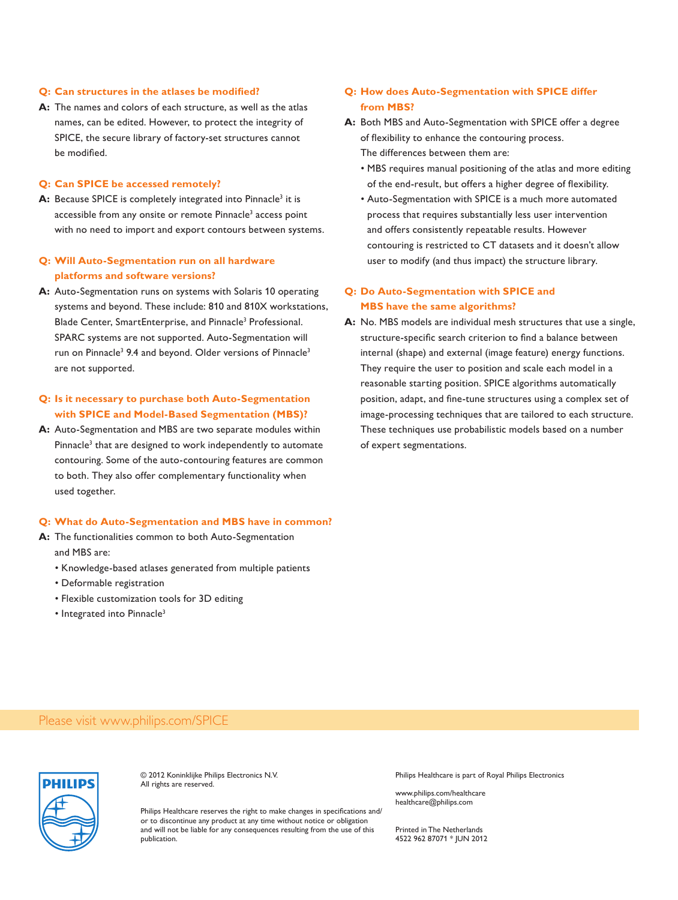**Q: Can structures in the atlases be modified?**

**A:** The names and colors of each structure, as well as the atlas names, can be edited. However, to protect the integrity of SPICE, the secure library of factory-set structures cannot be modified.

**Q: Can SPICE be accessed remotely?**

**A:** Because SPICE is completely integrated into Pinnacle[3] it is accessible from any onsite or remote Pinnacle[3] access point with no need to import and export contours between systems.

**Q: Will Auto-Segmentation run on all hardware platforms and software versions?**

**A:** Auto-Segmentation runs on systems with Solaris 10 operating systems and beyond. These include: 810 and 810X workstations, Blade Center, SmartEnterprise, and Pinnacle[3] Professional. SPARC systems are not supported. Auto-Segmentation will run on Pinnacle[3] 9.4 and beyond. Older versions of Pinnacle[3] are not supported.

**Q: Is it necessary to purchase both Auto-Segmentation with SPICE and Model-Based Segmentation (MBS)?**

**A:** Auto-Segmentation and MBS are two separate modules within Pinnacle[3] that are designed to work independently to automate contouring. Some of the auto-contouring features are common to both. They also offer complementary functionality when used together.

**Q: What do Auto-Segmentation and MBS have in common?**

**A:** The functionalities common to both Auto-Segmentation and MBS are:

- Knowledge-based atlases generated from multiple patients
- Deformable registration
- Flexible customization tools for 3D editing
- Integrated into Pinnacle[3]

**Q: How does Auto-Segmentation with SPICE differ from MBS?**

**A:** Both MBS and Auto-Segmentation with SPICE offer a degree of flexibility to enhance the contouring process. The differences between them are:

- MBS requires manual positioning of the atlas and more editing of the end-result, but offers a higher degree of flexibility.
- Auto-Segmentation with SPICE is a much more automated process that requires substantially less user intervention and offers consistently repeatable results. However contouring is restricted to CT datasets and it doesn't allow user to modify (and thus impact) the structure library.

**Q: Do Auto-Segmentation with SPICE and MBS have the same algorithms?**

**A:** No. MBS models are individual mesh structures that use a single, structure-specific search criterion to find a balance between internal (shape) and external (image feature) energy functions. They require the user to position and scale each model in a reasonable starting position. SPICE algorithms automatically position, adapt, and fine-tune structures using a complex set of image-processing techniques that are tailored to each structure. These techniques use probabilistic models based on a number of expert segmentations.

Please visit www.philips.com/SPICE

PHILIPS

© 2012 Koninklijke Philips Electronics N.V.
All rights are reserved.

Philips Healthcare reserves the right to make changes in specifications and/or to discontinue any product at any time without notice or obligation and will not be liable for any consequences resulting from the use of this publication.

Philips Healthcare is part of Royal Philips Electronics

www.philips.com/healthcare
healthcare@philips.com

Printed in The Netherlands
4522 962 87071 * JUN 2012